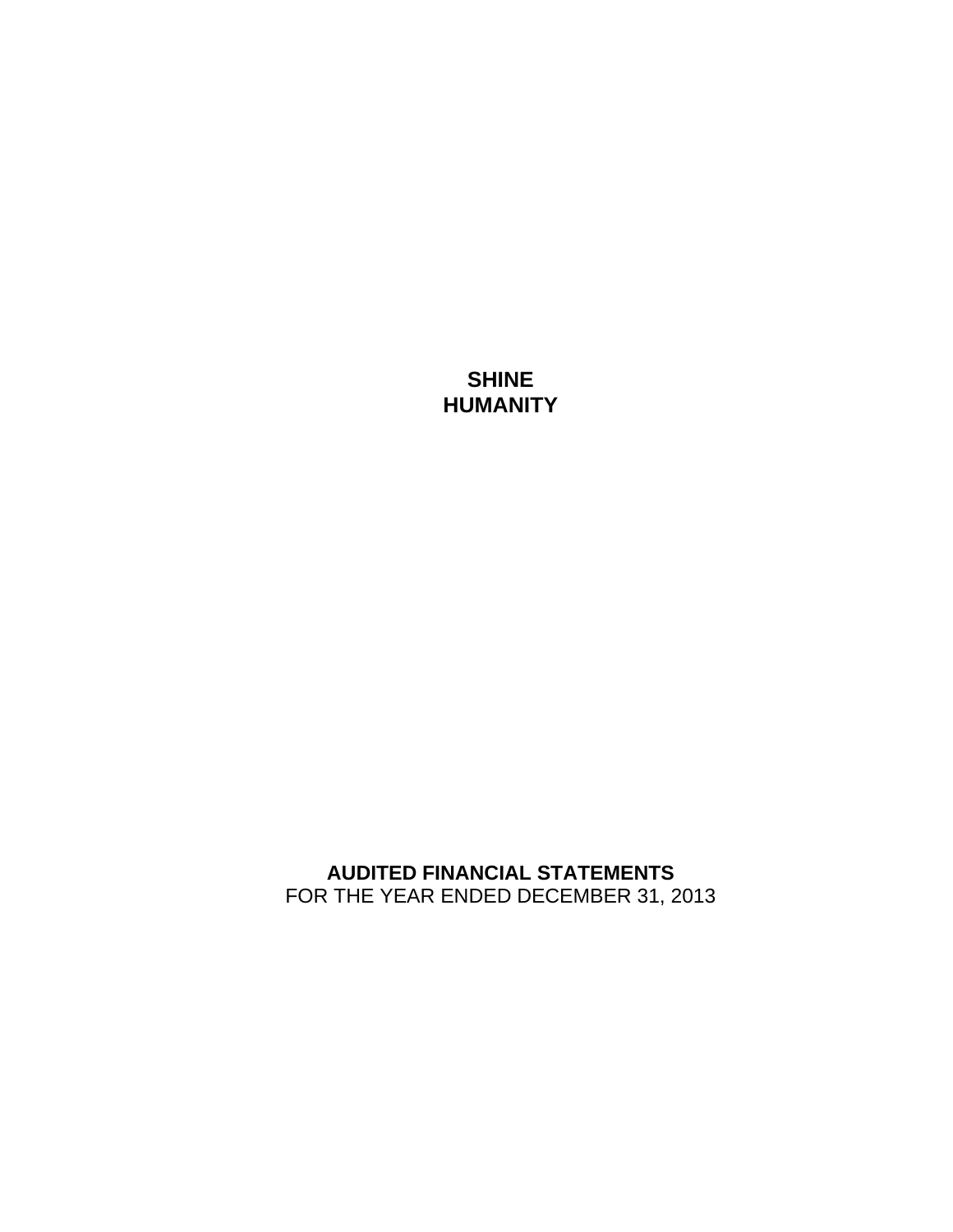# SHINE
# HUMANITY

**AUDITED FINANCIAL STATEMENTS**
FOR THE YEAR ENDED DECEMBER 31, 2013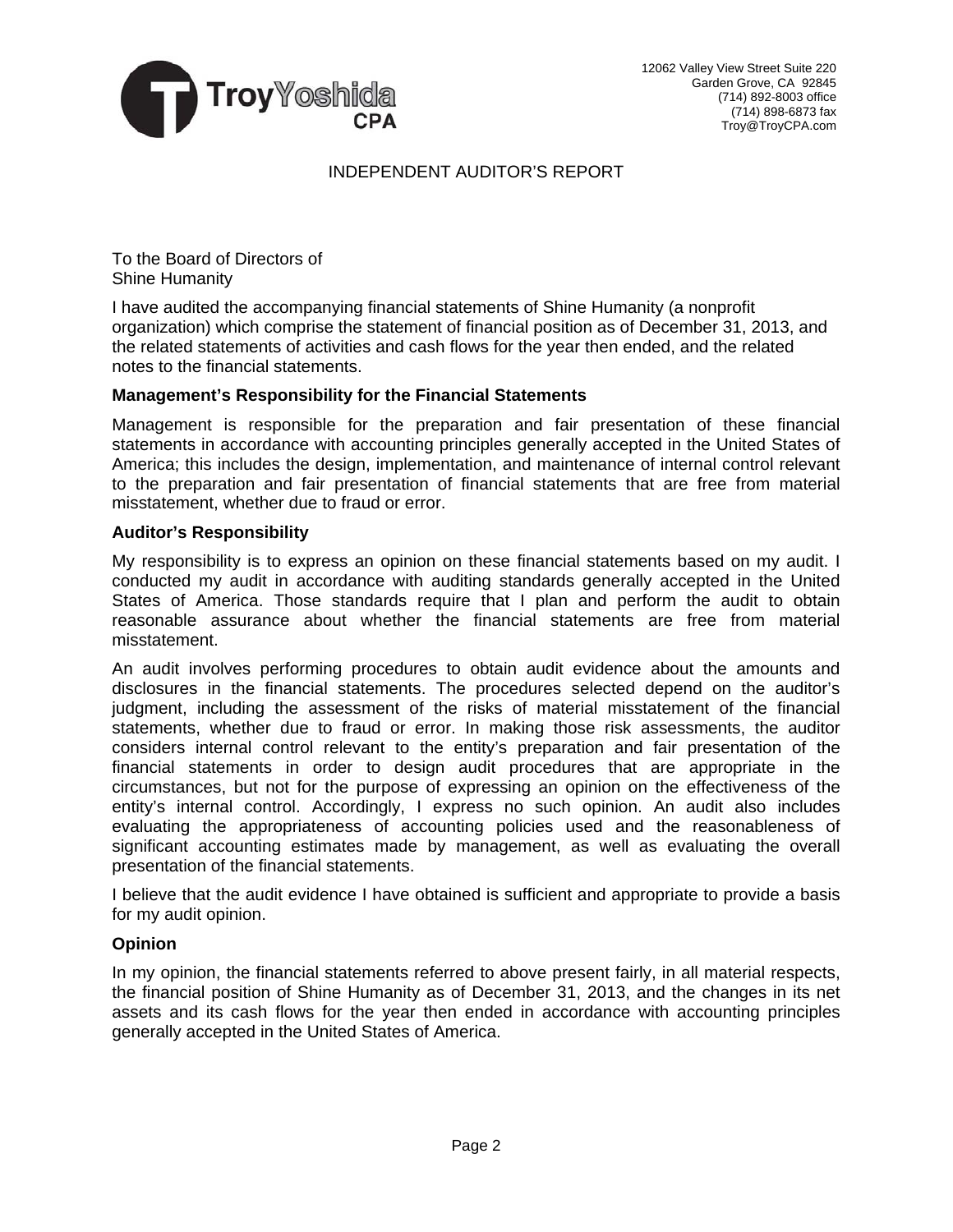Troy Yoshida CPA

12062 Valley View Street Suite 220
Garden Grove, CA 92845
(714) 892-8003 office
(714) 898-6873 fax
Troy@TroyCPA.com

# INDEPENDENT AUDITOR'S REPORT

To the Board of Directors of
Shine Humanity

I have audited the accompanying financial statements of Shine Humanity (a nonprofit organization) which comprise the statement of financial position as of December 31, 2013, and the related statements of activities and cash flows for the year then ended, and the related notes to the financial statements.

**Management's Responsibility for the Financial Statements**

Management is responsible for the preparation and fair presentation of these financial statements in accordance with accounting principles generally accepted in the United States of America; this includes the design, implementation, and maintenance of internal control relevant to the preparation and fair presentation of financial statements that are free from material misstatement, whether due to fraud or error.

**Auditor's Responsibility**

My responsibility is to express an opinion on these financial statements based on my audit. I conducted my audit in accordance with auditing standards generally accepted in the United States of America. Those standards require that I plan and perform the audit to obtain reasonable assurance about whether the financial statements are free from material misstatement.

An audit involves performing procedures to obtain audit evidence about the amounts and disclosures in the financial statements. The procedures selected depend on the auditor's judgment, including the assessment of the risks of material misstatement of the financial statements, whether due to fraud or error. In making those risk assessments, the auditor considers internal control relevant to the entity's preparation and fair presentation of the financial statements in order to design audit procedures that are appropriate in the circumstances, but not for the purpose of expressing an opinion on the effectiveness of the entity's internal control. Accordingly, I express no such opinion. An audit also includes evaluating the appropriateness of accounting policies used and the reasonableness of significant accounting estimates made by management, as well as evaluating the overall presentation of the financial statements.

I believe that the audit evidence I have obtained is sufficient and appropriate to provide a basis for my audit opinion.

**Opinion**

In my opinion, the financial statements referred to above present fairly, in all material respects, the financial position of Shine Humanity as of December 31, 2013, and the changes in its net assets and its cash flows for the year then ended in accordance with accounting principles generally accepted in the United States of America.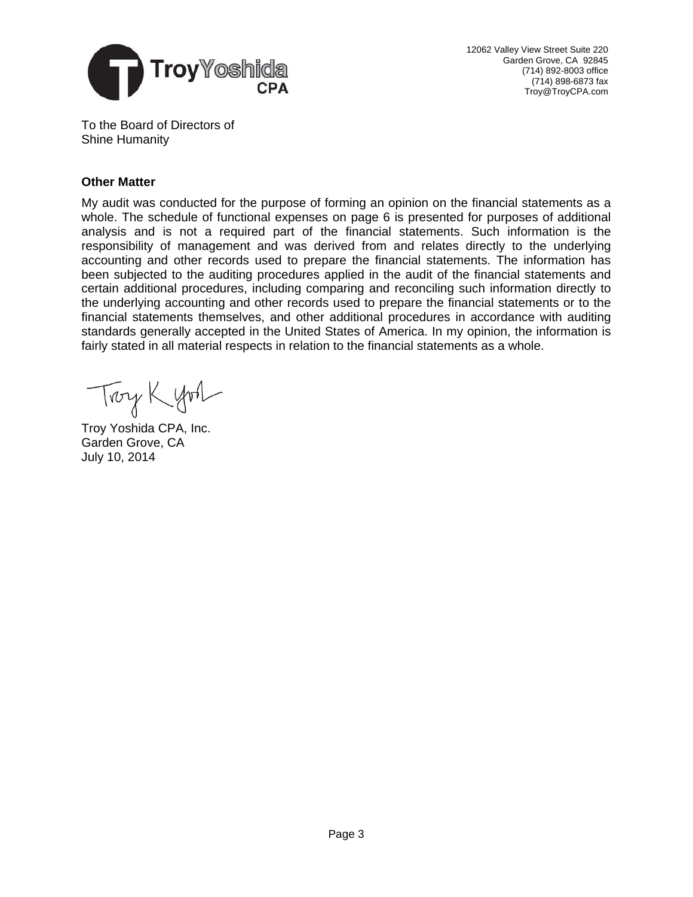12062 Valley View Street Suite 220
Garden Grove, CA 92845
(714) 892-8003 office
(714) 898-6873 fax
Troy@TroyCPA.com

To the Board of Directors of
Shine Humanity

**Other Matter**

My audit was conducted for the purpose of forming an opinion on the financial statements as a whole. The schedule of functional expenses on page 6 is presented for purposes of additional analysis and is not a required part of the financial statements. Such information is the responsibility of management and was derived from and relates directly to the underlying accounting and other records used to prepare the financial statements. The information has been subjected to the auditing procedures applied in the audit of the financial statements and certain additional procedures, including comparing and reconciling such information directly to the underlying accounting and other records used to prepare the financial statements or to the financial statements themselves, and other additional procedures in accordance with auditing standards generally accepted in the United States of America. In my opinion, the information is fairly stated in all material respects in relation to the financial statements as a whole.

Troy Yoshida CPA, Inc.
Garden Grove, CA
July 10, 2014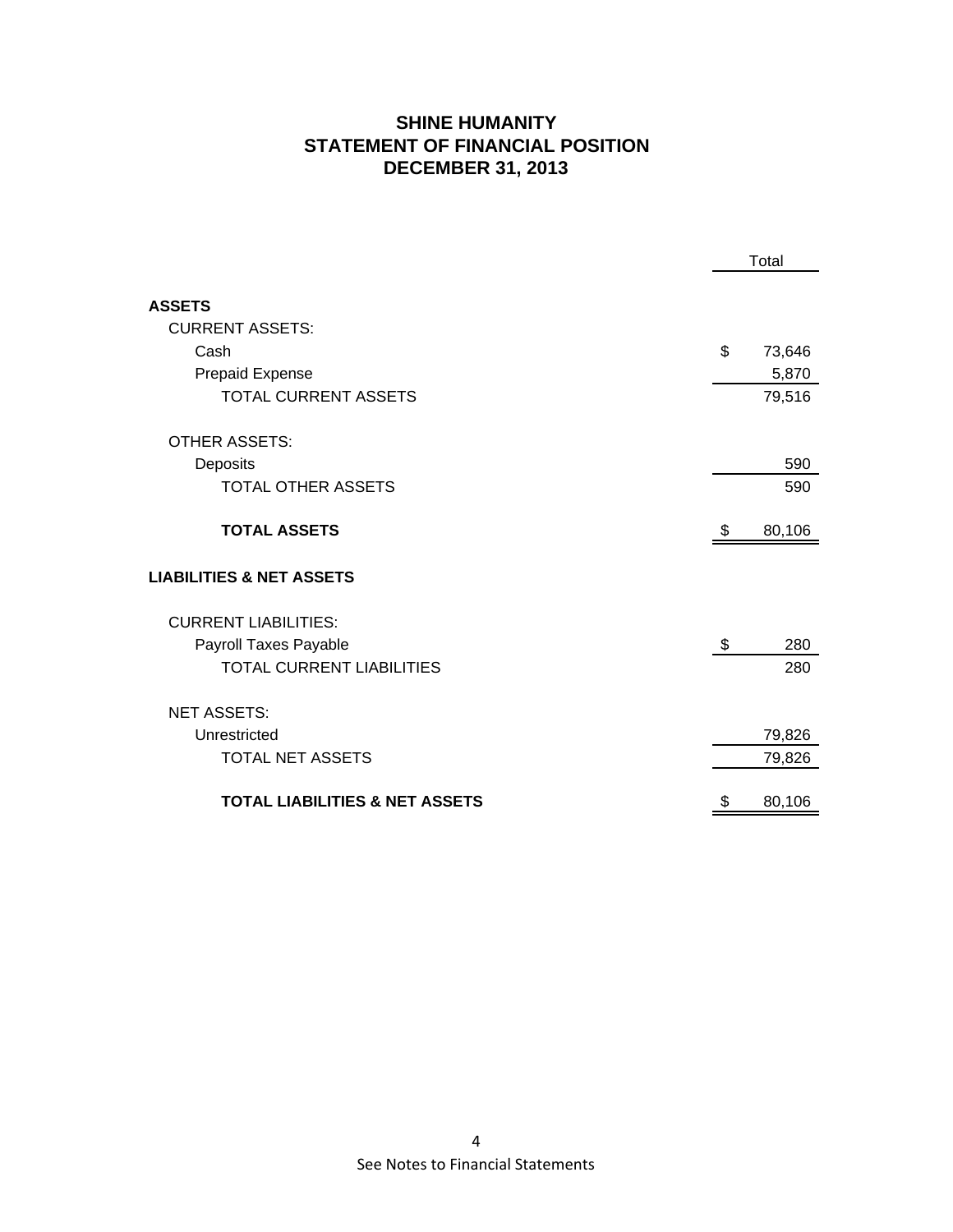# SHINE HUMANITY
## STATEMENT OF FINANCIAL POSITION
## DECEMBER 31, 2013

| | Total |
|---|---|
| **ASSETS** | |
| CURRENT ASSETS: | |
| Cash | $ 73,646 |
| Prepaid Expense | 5,870 |
| TOTAL CURRENT ASSETS | 79,516 |
| OTHER ASSETS: | |
| Deposits | 590 |
| TOTAL OTHER ASSETS | 590 |
| **TOTAL ASSETS** | $ 80,106 |
| **LIABILITIES & NET ASSETS** | |
| CURRENT LIABILITIES: | |
| Payroll Taxes Payable | $ 280 |
| TOTAL CURRENT LIABILITIES | 280 |
| NET ASSETS: | |
| Unrestricted | 79,826 |
| TOTAL NET ASSETS | 79,826 |
| **TOTAL LIABILITIES & NET ASSETS** | $ 80,106 |

See Notes to Financial Statements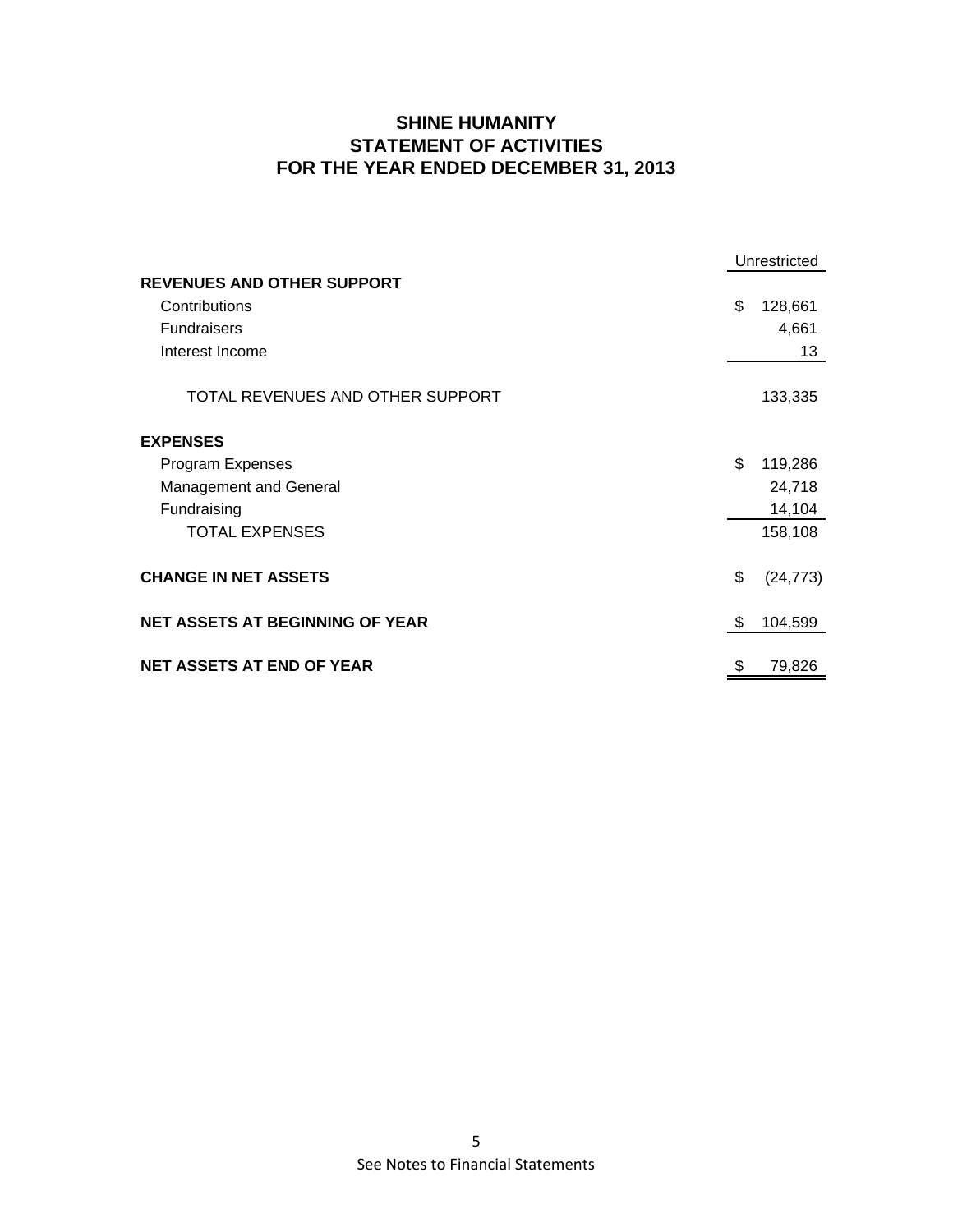# SHINE HUMANITY
## STATEMENT OF ACTIVITIES
## FOR THE YEAR ENDED DECEMBER 31, 2013

| | Unrestricted |
|---|---|
| **REVENUES AND OTHER SUPPORT** | |
| Contributions | $ 128,661 |
| Fundraisers | 4,661 |
| Interest Income | 13 |
| TOTAL REVENUES AND OTHER SUPPORT | 133,335 |
| **EXPENSES** | |
| Program Expenses | $ 119,286 |
| Management and General | 24,718 |
| Fundraising | 14,104 |
| TOTAL EXPENSES | 158,108 |
| **CHANGE IN NET ASSETS** | $ (24,773) |
| **NET ASSETS AT BEGINNING OF YEAR** | $ 104,599 |
| **NET ASSETS AT END OF YEAR** | $ 79,826 |

See Notes to Financial Statements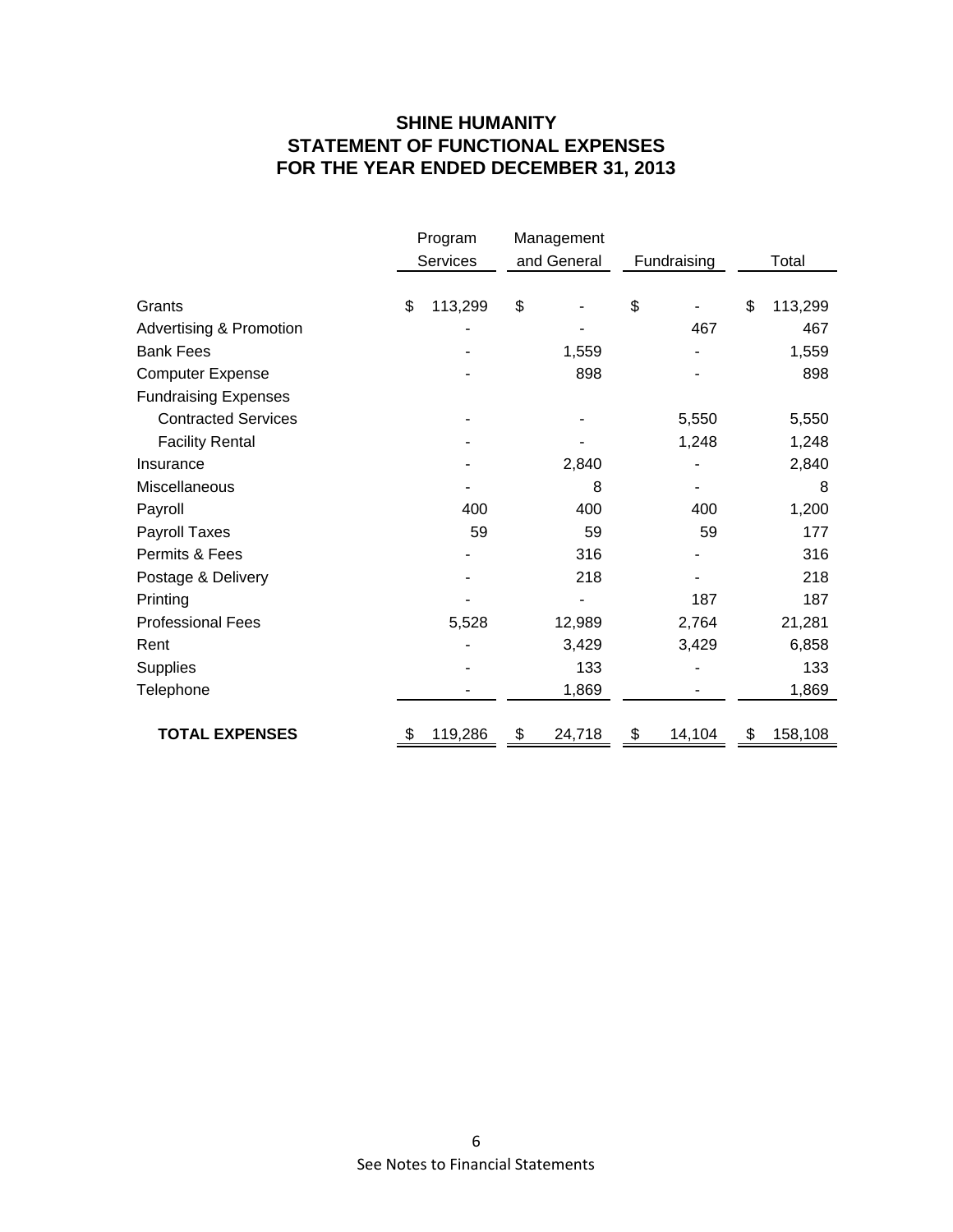# SHINE HUMANITY
## STATEMENT OF FUNCTIONAL EXPENSES
## FOR THE YEAR ENDED DECEMBER 31, 2013

| | Program Services | Management and General | Fundraising | Total |
|---|---|---|---|---|
| Grants | $ 113,299 | $ - | $ - | $ 113,299 |
| Advertising & Promotion | - | - | 467 | 467 |
| Bank Fees | - | 1,559 | - | 1,559 |
| Computer Expense | - | 898 | - | 898 |
| Fundraising Expenses | | | | |
| Contracted Services | - | - | 5,550 | 5,550 |
| Facility Rental | - | - | 1,248 | 1,248 |
| Insurance | - | 2,840 | - | 2,840 |
| Miscellaneous | - | 8 | - | 8 |
| Payroll | 400 | 400 | 400 | 1,200 |
| Payroll Taxes | 59 | 59 | 59 | 177 |
| Permits & Fees | - | 316 | - | 316 |
| Postage & Delivery | - | 218 | - | 218 |
| Printing | - | - | 187 | 187 |
| Professional Fees | 5,528 | 12,989 | 2,764 | 21,281 |
| Rent | - | 3,429 | 3,429 | 6,858 |
| Supplies | - | 133 | - | 133 |
| Telephone | - | 1,869 | - | 1,869 |
| **TOTAL EXPENSES** | $ 119,286 | $ 24,718 | $ 14,104 | $ 158,108 |

See Notes to Financial Statements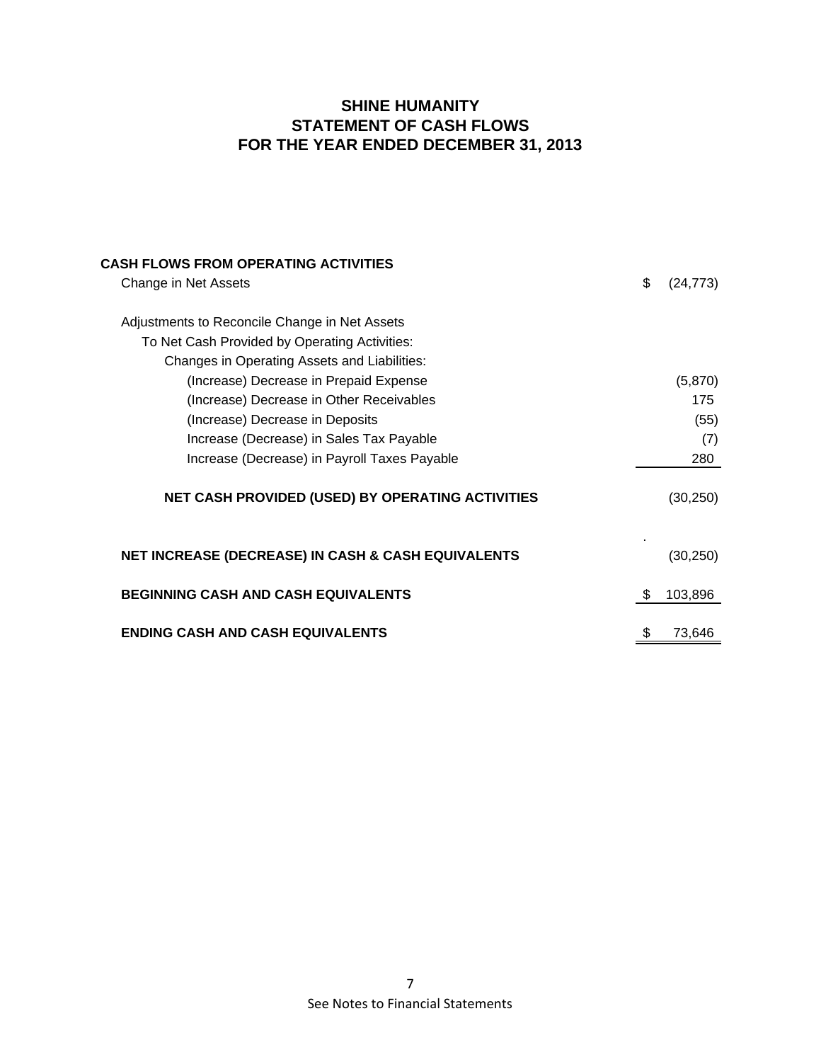# SHINE HUMANITY
## STATEMENT OF CASH FLOWS
## FOR THE YEAR ENDED DECEMBER 31, 2013

| | |
|---|---|
| **CASH FLOWS FROM OPERATING ACTIVITIES** | |
| Change in Net Assets | $ (24,773) |
| | |
| Adjustments to Reconcile Change in Net Assets | |
| To Net Cash Provided by Operating Activities: | |
| Changes in Operating Assets and Liabilities: | |
| (Increase) Decrease in Prepaid Expense | (5,870) |
| (Increase) Decrease in Other Receivables | 175 |
| (Increase) Decrease in Deposits | (55) |
| Increase (Decrease) in Sales Tax Payable | (7) |
| Increase (Decrease) in Payroll Taxes Payable | 280 |
| | |
| **NET CASH PROVIDED (USED) BY OPERATING ACTIVITIES** | (30,250) |
| | |
| **NET INCREASE (DECREASE) IN CASH & CASH EQUIVALENTS** | (30,250) |
| | |
| **BEGINNING CASH AND CASH EQUIVALENTS** | $ 103,896 |
| | |
| **ENDING CASH AND CASH EQUIVALENTS** | $ 73,646 |

See Notes to Financial Statements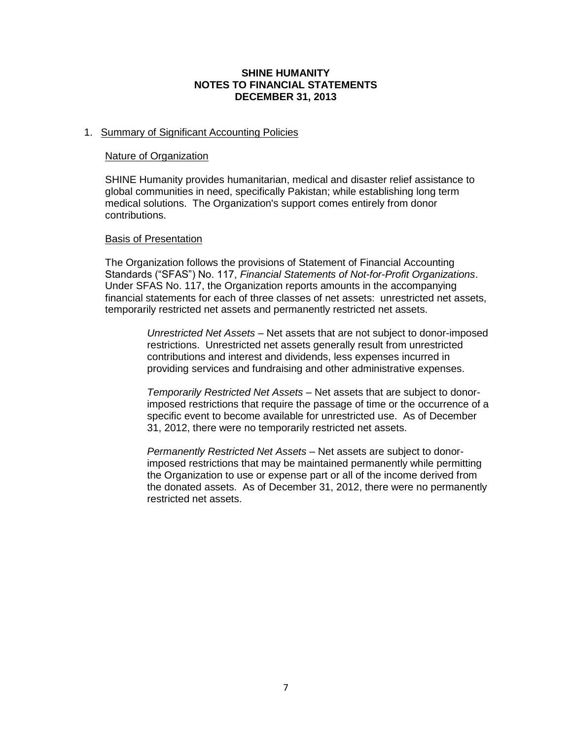# SHINE HUMANITY
## NOTES TO FINANCIAL STATEMENTS
## DECEMBER 31, 2013

1. Summary of Significant Accounting Policies

   Nature of Organization

   SHINE Humanity provides humanitarian, medical and disaster relief assistance to global communities in need, specifically Pakistan; while establishing long term medical solutions. The Organization's support comes entirely from donor contributions.

   Basis of Presentation

   The Organization follows the provisions of Statement of Financial Accounting Standards ("SFAS") No. 117, *Financial Statements of Not-for-Profit Organizations*. Under SFAS No. 117, the Organization reports amounts in the accompanying financial statements for each of three classes of net assets: unrestricted net assets, temporarily restricted net assets and permanently restricted net assets.

   > *Unrestricted Net Assets* – Net assets that are not subject to donor-imposed restrictions. Unrestricted net assets generally result from unrestricted contributions and interest and dividends, less expenses incurred in providing services and fundraising and other administrative expenses.
   >
   > *Temporarily Restricted Net Assets* – Net assets that are subject to donor-imposed restrictions that require the passage of time or the occurrence of a specific event to become available for unrestricted use. As of December 31, 2012, there were no temporarily restricted net assets.
   >
   > *Permanently Restricted Net Assets* – Net assets are subject to donor-imposed restrictions that may be maintained permanently while permitting the Organization to use or expense part or all of the income derived from the donated assets. As of December 31, 2012, there were no permanently restricted net assets.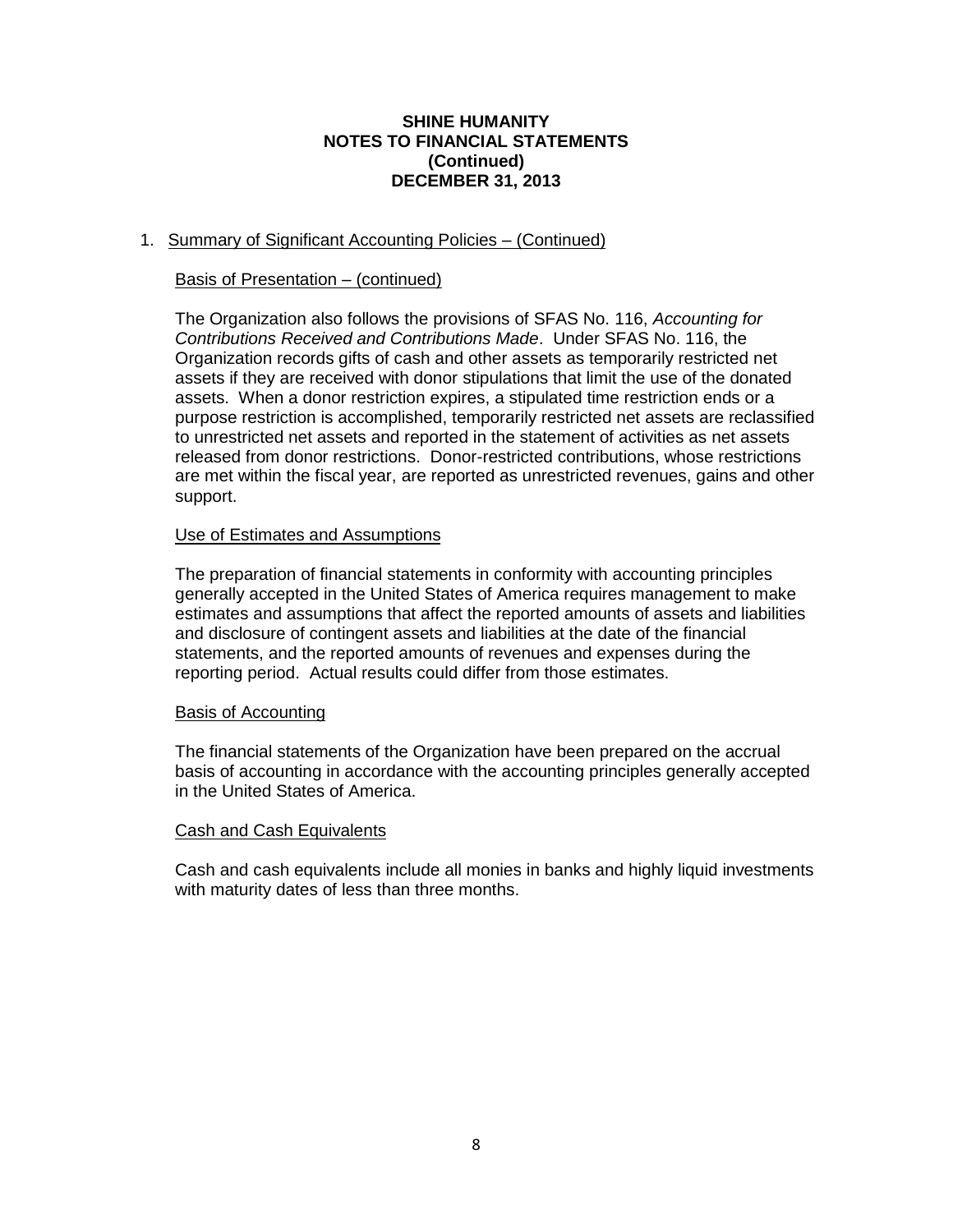# SHINE HUMANITY
## NOTES TO FINANCIAL STATEMENTS
## (Continued)
## DECEMBER 31, 2013

1. Summary of Significant Accounting Policies – (Continued)

### Basis of Presentation – (continued)

The Organization also follows the provisions of SFAS No. 116, *Accounting for Contributions Received and Contributions Made*. Under SFAS No. 116, the Organization records gifts of cash and other assets as temporarily restricted net assets if they are received with donor stipulations that limit the use of the donated assets. When a donor restriction expires, a stipulated time restriction ends or a purpose restriction is accomplished, temporarily restricted net assets are reclassified to unrestricted net assets and reported in the statement of activities as net assets released from donor restrictions. Donor-restricted contributions, whose restrictions are met within the fiscal year, are reported as unrestricted revenues, gains and other support.

### Use of Estimates and Assumptions

The preparation of financial statements in conformity with accounting principles generally accepted in the United States of America requires management to make estimates and assumptions that affect the reported amounts of assets and liabilities and disclosure of contingent assets and liabilities at the date of the financial statements, and the reported amounts of revenues and expenses during the reporting period. Actual results could differ from those estimates.

### Basis of Accounting

The financial statements of the Organization have been prepared on the accrual basis of accounting in accordance with the accounting principles generally accepted in the United States of America.

### Cash and Cash Equivalents

Cash and cash equivalents include all monies in banks and highly liquid investments with maturity dates of less than three months.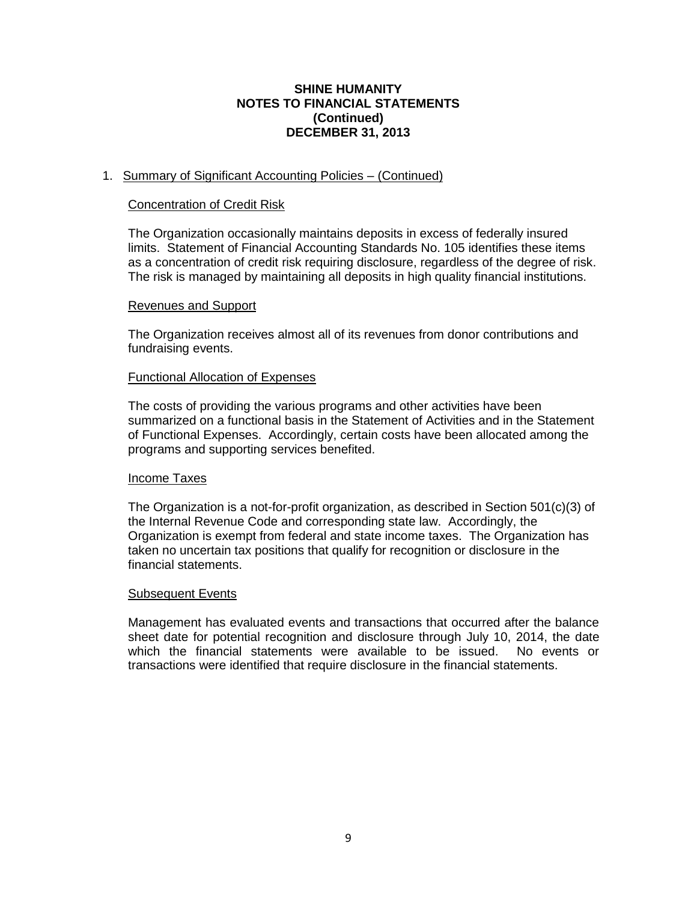**SHINE HUMANITY**
**NOTES TO FINANCIAL STATEMENTS**
**(Continued)**
**DECEMBER 31, 2013**

1. Summary of Significant Accounting Policies – (Continued)

### Concentration of Credit Risk

The Organization occasionally maintains deposits in excess of federally insured limits. Statement of Financial Accounting Standards No. 105 identifies these items as a concentration of credit risk requiring disclosure, regardless of the degree of risk. The risk is managed by maintaining all deposits in high quality financial institutions.

### Revenues and Support

The Organization receives almost all of its revenues from donor contributions and fundraising events.

### Functional Allocation of Expenses

The costs of providing the various programs and other activities have been summarized on a functional basis in the Statement of Activities and in the Statement of Functional Expenses. Accordingly, certain costs have been allocated among the programs and supporting services benefited.

### Income Taxes

The Organization is a not-for-profit organization, as described in Section 501(c)(3) of the Internal Revenue Code and corresponding state law. Accordingly, the Organization is exempt from federal and state income taxes. The Organization has taken no uncertain tax positions that qualify for recognition or disclosure in the financial statements.

### Subsequent Events

Management has evaluated events and transactions that occurred after the balance sheet date for potential recognition and disclosure through July 10, 2014, the date which the financial statements were available to be issued. No events or transactions were identified that require disclosure in the financial statements.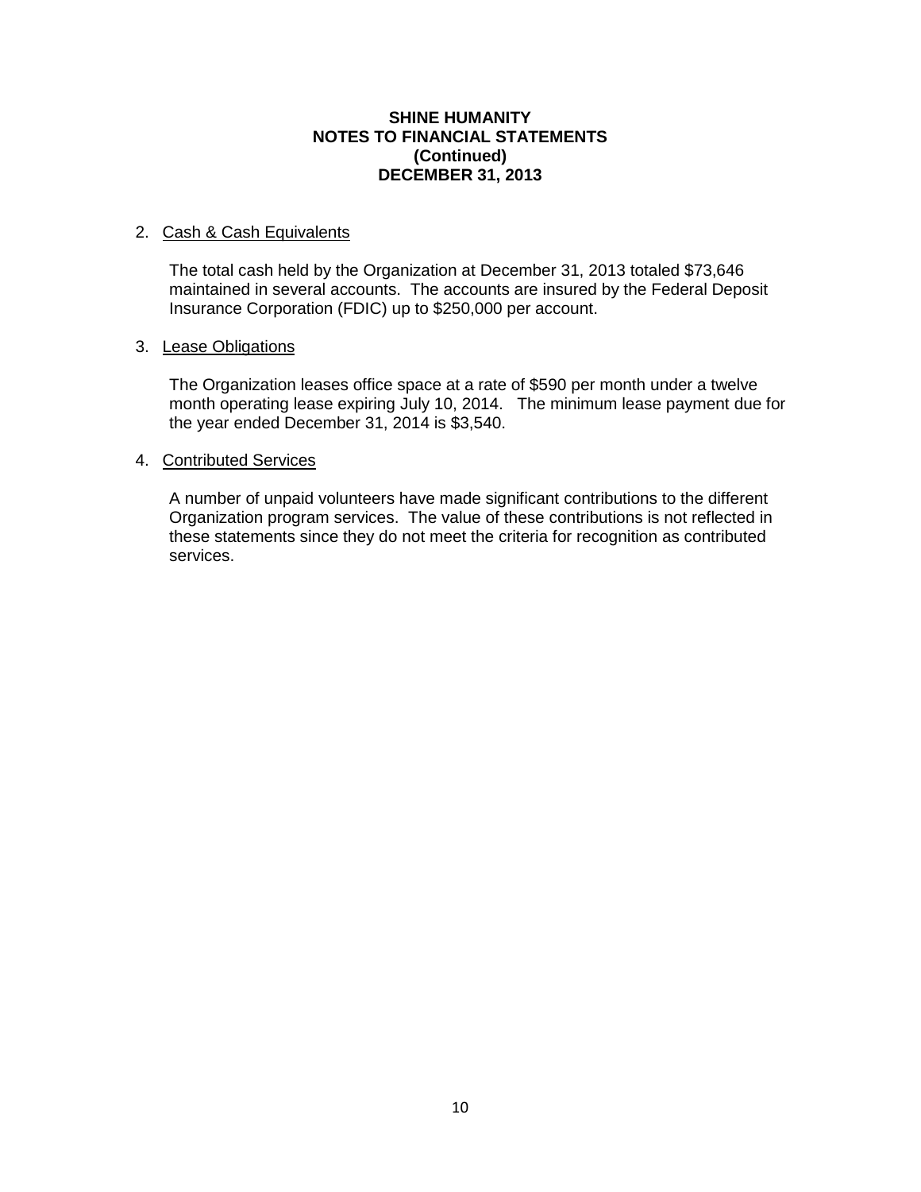**SHINE HUMANITY**
**NOTES TO FINANCIAL STATEMENTS**
**(Continued)**
**DECEMBER 31, 2013**

2. Cash & Cash Equivalents

   The total cash held by the Organization at December 31, 2013 totaled $73,646 maintained in several accounts. The accounts are insured by the Federal Deposit Insurance Corporation (FDIC) up to $250,000 per account.

3. Lease Obligations

   The Organization leases office space at a rate of $590 per month under a twelve month operating lease expiring July 10, 2014. The minimum lease payment due for the year ended December 31, 2014 is $3,540.

4. Contributed Services

   A number of unpaid volunteers have made significant contributions to the different Organization program services. The value of these contributions is not reflected in these statements since they do not meet the criteria for recognition as contributed services.